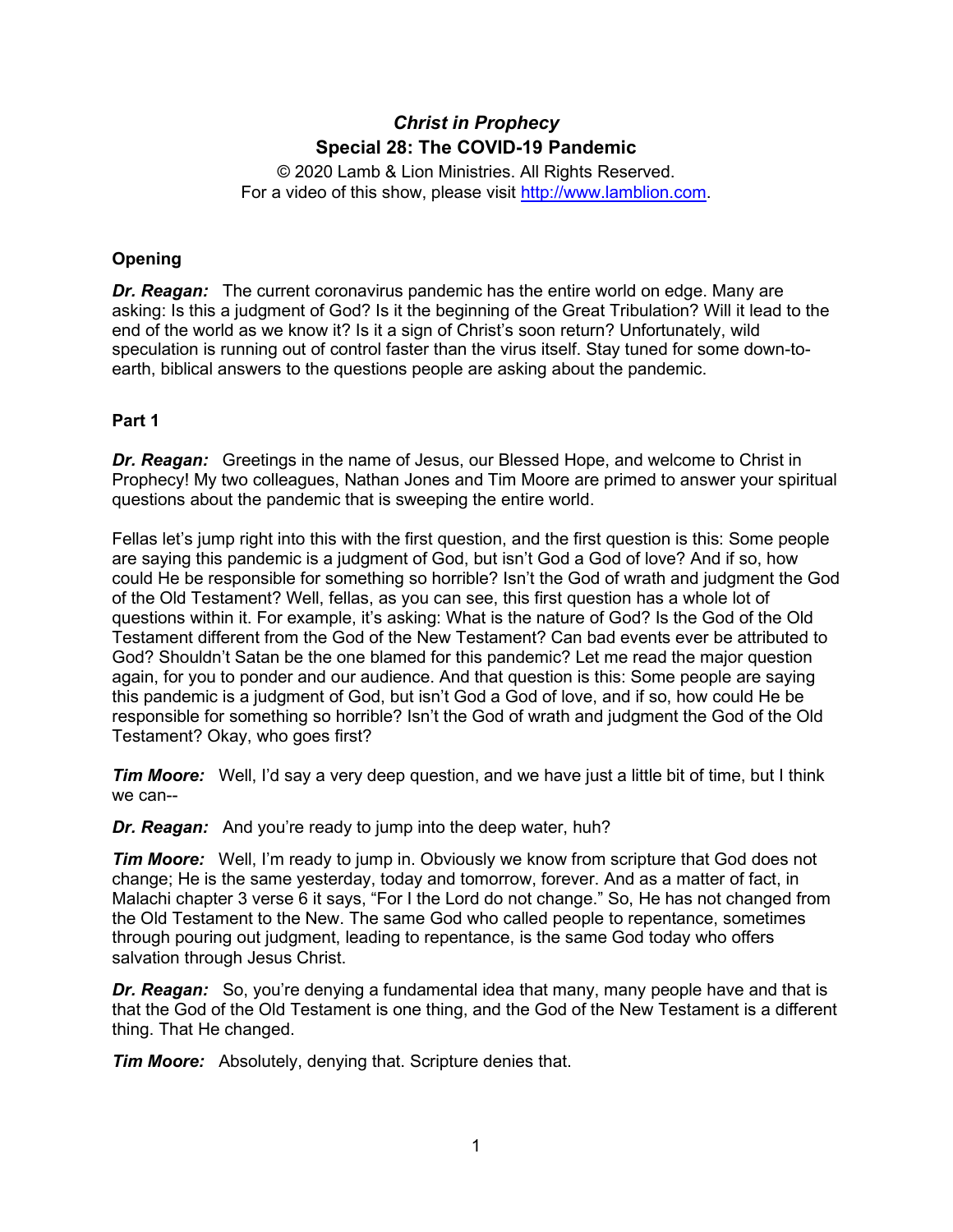# *Christ in Prophecy*
## Special 28: The COVID-19 Pandemic

© 2020 Lamb & Lion Ministries. All Rights Reserved.
For a video of this show, please visit http://www.lamblion.com.

### Opening

***Dr. Reagan:*** The current coronavirus pandemic has the entire world on edge. Many are asking: Is this a judgment of God? Is it the beginning of the Great Tribulation? Will it lead to the end of the world as we know it? Is it a sign of Christ's soon return? Unfortunately, wild speculation is running out of control faster than the virus itself. Stay tuned for some down-to-earth, biblical answers to the questions people are asking about the pandemic.

### Part 1

***Dr. Reagan:*** Greetings in the name of Jesus, our Blessed Hope, and welcome to Christ in Prophecy! My two colleagues, Nathan Jones and Tim Moore are primed to answer your spiritual questions about the pandemic that is sweeping the entire world.

Fellas let's jump right into this with the first question, and the first question is this: Some people are saying this pandemic is a judgment of God, but isn't God a God of love? And if so, how could He be responsible for something so horrible? Isn't the God of wrath and judgment the God of the Old Testament? Well, fellas, as you can see, this first question has a whole lot of questions within it. For example, it's asking: What is the nature of God? Is the God of the Old Testament different from the God of the New Testament? Can bad events ever be attributed to God? Shouldn't Satan be the one blamed for this pandemic? Let me read the major question again, for you to ponder and our audience. And that question is this: Some people are saying this pandemic is a judgment of God, but isn't God a God of love, and if so, how could He be responsible for something so horrible? Isn't the God of wrath and judgment the God of the Old Testament? Okay, who goes first?

***Tim Moore:*** Well, I'd say a very deep question, and we have just a little bit of time, but I think we can--

***Dr. Reagan:*** And you're ready to jump into the deep water, huh?

***Tim Moore:*** Well, I'm ready to jump in. Obviously we know from scripture that God does not change; He is the same yesterday, today and tomorrow, forever. And as a matter of fact, in Malachi chapter 3 verse 6 it says, "For I the Lord do not change." So, He has not changed from the Old Testament to the New. The same God who called people to repentance, sometimes through pouring out judgment, leading to repentance, is the same God today who offers salvation through Jesus Christ.

***Dr. Reagan:*** So, you're denying a fundamental idea that many, many people have and that is that the God of the Old Testament is one thing, and the God of the New Testament is a different thing. That He changed.

***Tim Moore:*** Absolutely, denying that. Scripture denies that.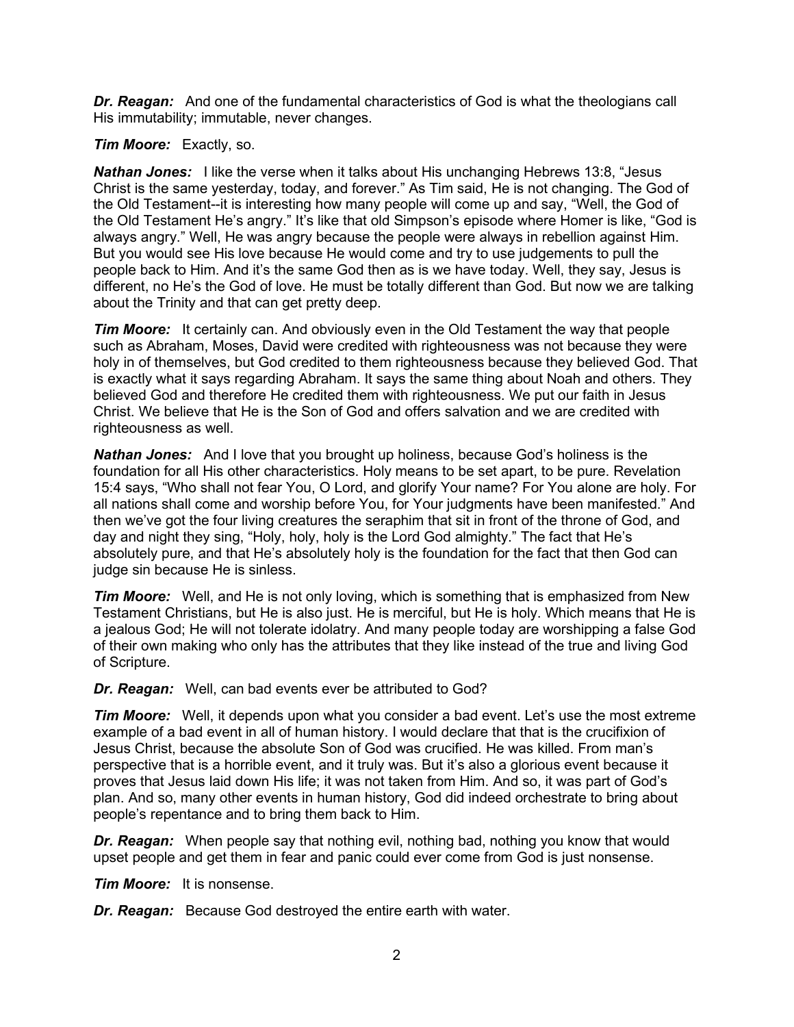***Dr. Reagan:*** And one of the fundamental characteristics of God is what the theologians call His immutability; immutable, never changes.

***Tim Moore:*** Exactly, so.

***Nathan Jones:*** I like the verse when it talks about His unchanging Hebrews 13:8, "Jesus Christ is the same yesterday, today, and forever." As Tim said, He is not changing. The God of the Old Testament--it is interesting how many people will come up and say, "Well, the God of the Old Testament He's angry." It's like that old Simpson's episode where Homer is like, "God is always angry." Well, He was angry because the people were always in rebellion against Him. But you would see His love because He would come and try to use judgements to pull the people back to Him. And it's the same God then as is we have today. Well, they say, Jesus is different, no He's the God of love. He must be totally different than God. But now we are talking about the Trinity and that can get pretty deep.

***Tim Moore:*** It certainly can. And obviously even in the Old Testament the way that people such as Abraham, Moses, David were credited with righteousness was not because they were holy in of themselves, but God credited to them righteousness because they believed God. That is exactly what it says regarding Abraham. It says the same thing about Noah and others. They believed God and therefore He credited them with righteousness. We put our faith in Jesus Christ. We believe that He is the Son of God and offers salvation and we are credited with righteousness as well.

***Nathan Jones:*** And I love that you brought up holiness, because God's holiness is the foundation for all His other characteristics. Holy means to be set apart, to be pure. Revelation 15:4 says, "Who shall not fear You, O Lord, and glorify Your name? For You alone are holy. For all nations shall come and worship before You, for Your judgments have been manifested." And then we've got the four living creatures the seraphim that sit in front of the throne of God, and day and night they sing, "Holy, holy, holy is the Lord God almighty." The fact that He's absolutely pure, and that He's absolutely holy is the foundation for the fact that then God can judge sin because He is sinless.

***Tim Moore:*** Well, and He is not only loving, which is something that is emphasized from New Testament Christians, but He is also just. He is merciful, but He is holy. Which means that He is a jealous God; He will not tolerate idolatry. And many people today are worshipping a false God of their own making who only has the attributes that they like instead of the true and living God of Scripture.

***Dr. Reagan:*** Well, can bad events ever be attributed to God?

***Tim Moore:*** Well, it depends upon what you consider a bad event. Let's use the most extreme example of a bad event in all of human history. I would declare that that is the crucifixion of Jesus Christ, because the absolute Son of God was crucified. He was killed. From man's perspective that is a horrible event, and it truly was. But it's also a glorious event because it proves that Jesus laid down His life; it was not taken from Him. And so, it was part of God's plan. And so, many other events in human history, God did indeed orchestrate to bring about people's repentance and to bring them back to Him.

***Dr. Reagan:*** When people say that nothing evil, nothing bad, nothing you know that would upset people and get them in fear and panic could ever come from God is just nonsense.

***Tim Moore:*** It is nonsense.

***Dr. Reagan:*** Because God destroyed the entire earth with water.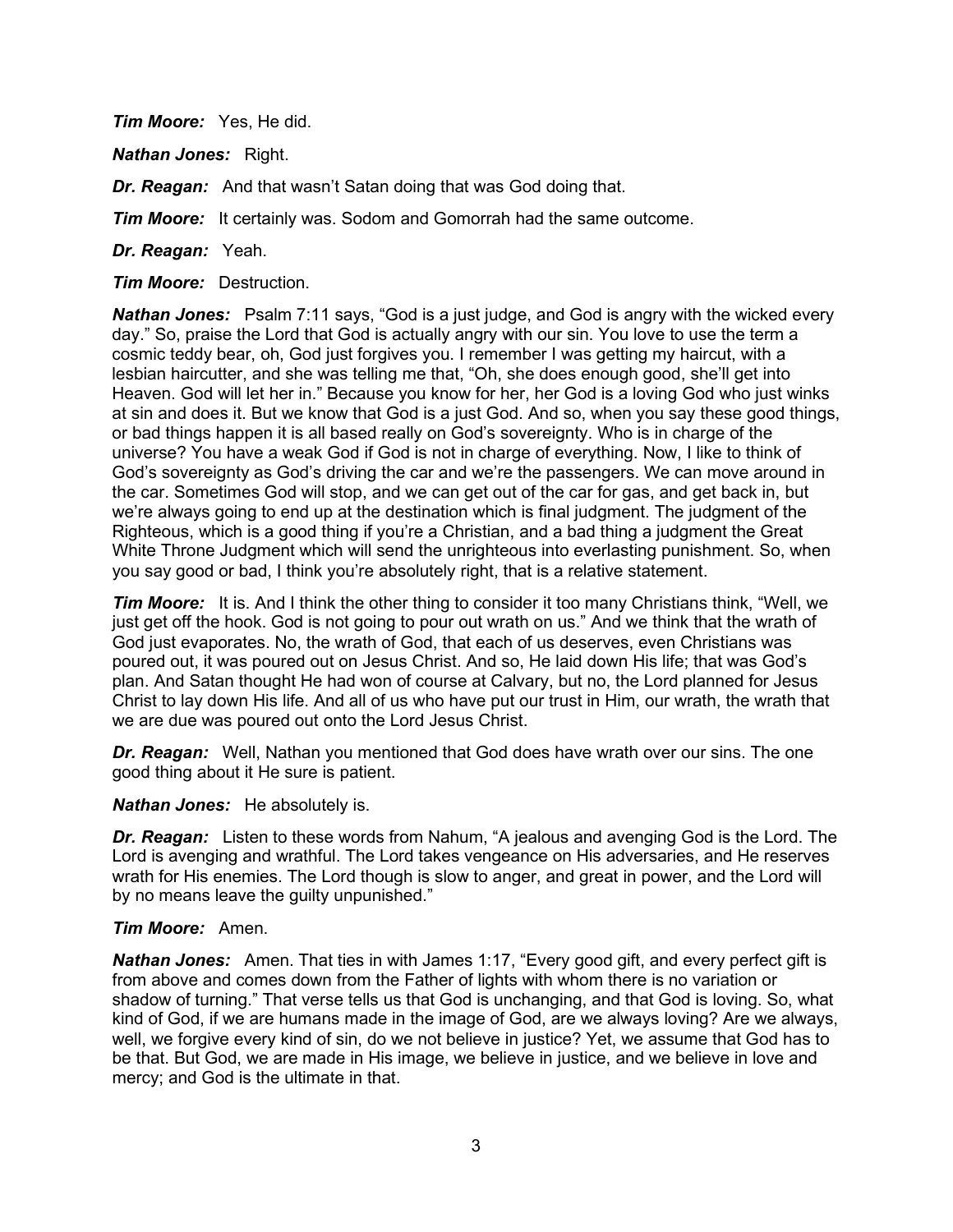***Tim Moore:*** Yes, He did.

***Nathan Jones:*** Right.

***Dr. Reagan:*** And that wasn't Satan doing that was God doing that.

***Tim Moore:*** It certainly was. Sodom and Gomorrah had the same outcome.

***Dr. Reagan:*** Yeah.

***Tim Moore:*** Destruction.

***Nathan Jones:*** Psalm 7:11 says, "God is a just judge, and God is angry with the wicked every day." So, praise the Lord that God is actually angry with our sin. You love to use the term a cosmic teddy bear, oh, God just forgives you. I remember I was getting my haircut, with a lesbian haircutter, and she was telling me that, "Oh, she does enough good, she'll get into Heaven. God will let her in." Because you know for her, her God is a loving God who just winks at sin and does it. But we know that God is a just God. And so, when you say these good things, or bad things happen it is all based really on God's sovereignty. Who is in charge of the universe? You have a weak God if God is not in charge of everything. Now, I like to think of God's sovereignty as God's driving the car and we're the passengers. We can move around in the car. Sometimes God will stop, and we can get out of the car for gas, and get back in, but we're always going to end up at the destination which is final judgment. The judgment of the Righteous, which is a good thing if you're a Christian, and a bad thing a judgment the Great White Throne Judgment which will send the unrighteous into everlasting punishment. So, when you say good or bad, I think you're absolutely right, that is a relative statement.

***Tim Moore:*** It is. And I think the other thing to consider it too many Christians think, "Well, we just get off the hook. God is not going to pour out wrath on us." And we think that the wrath of God just evaporates. No, the wrath of God, that each of us deserves, even Christians was poured out, it was poured out on Jesus Christ. And so, He laid down His life; that was God's plan. And Satan thought He had won of course at Calvary, but no, the Lord planned for Jesus Christ to lay down His life. And all of us who have put our trust in Him, our wrath, the wrath that we are due was poured out onto the Lord Jesus Christ.

***Dr. Reagan:*** Well, Nathan you mentioned that God does have wrath over our sins. The one good thing about it He sure is patient.

***Nathan Jones:*** He absolutely is.

***Dr. Reagan:*** Listen to these words from Nahum, "A jealous and avenging God is the Lord. The Lord is avenging and wrathful. The Lord takes vengeance on His adversaries, and He reserves wrath for His enemies. The Lord though is slow to anger, and great in power, and the Lord will by no means leave the guilty unpunished."

***Tim Moore:*** Amen.

***Nathan Jones:*** Amen. That ties in with James 1:17, "Every good gift, and every perfect gift is from above and comes down from the Father of lights with whom there is no variation or shadow of turning." That verse tells us that God is unchanging, and that God is loving. So, what kind of God, if we are humans made in the image of God, are we always loving? Are we always, well, we forgive every kind of sin, do we not believe in justice? Yet, we assume that God has to be that. But God, we are made in His image, we believe in justice, and we believe in love and mercy; and God is the ultimate in that.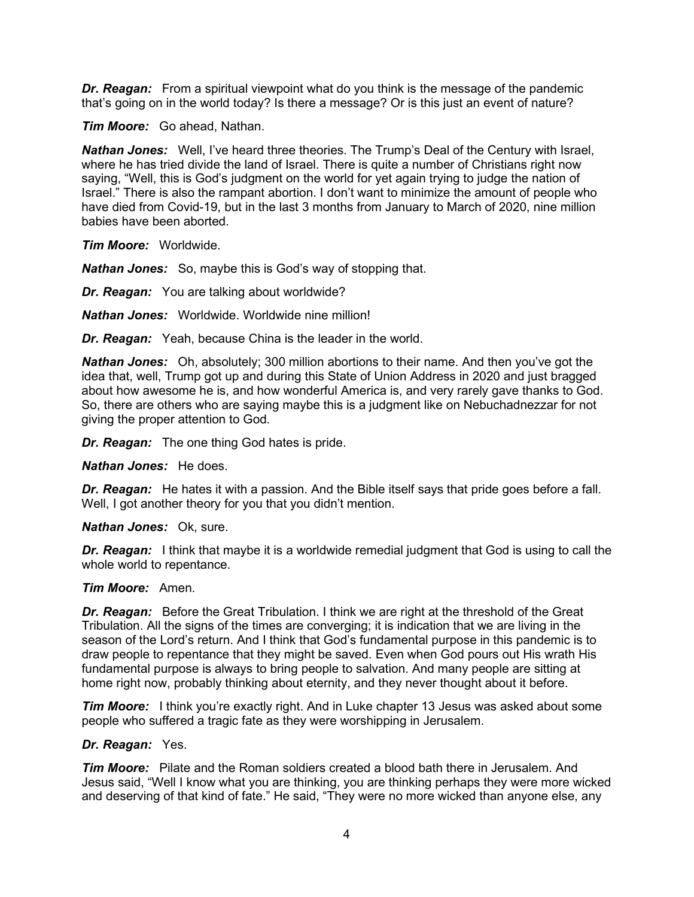***Dr. Reagan:*** From a spiritual viewpoint what do you think is the message of the pandemic that's going on in the world today? Is there a message? Or is this just an event of nature?

***Tim Moore:*** Go ahead, Nathan.

***Nathan Jones:*** Well, I've heard three theories. The Trump's Deal of the Century with Israel, where he has tried divide the land of Israel. There is quite a number of Christians right now saying, "Well, this is God's judgment on the world for yet again trying to judge the nation of Israel." There is also the rampant abortion. I don't want to minimize the amount of people who have died from Covid-19, but in the last 3 months from January to March of 2020, nine million babies have been aborted.

***Tim Moore:*** Worldwide.

***Nathan Jones:*** So, maybe this is God's way of stopping that.

***Dr. Reagan:*** You are talking about worldwide?

***Nathan Jones:*** Worldwide. Worldwide nine million!

***Dr. Reagan:*** Yeah, because China is the leader in the world.

***Nathan Jones:*** Oh, absolutely; 300 million abortions to their name. And then you've got the idea that, well, Trump got up and during this State of Union Address in 2020 and just bragged about how awesome he is, and how wonderful America is, and very rarely gave thanks to God. So, there are others who are saying maybe this is a judgment like on Nebuchadnezzar for not giving the proper attention to God.

***Dr. Reagan:*** The one thing God hates is pride.

***Nathan Jones:*** He does.

***Dr. Reagan:*** He hates it with a passion. And the Bible itself says that pride goes before a fall. Well, I got another theory for you that you didn't mention.

***Nathan Jones:*** Ok, sure.

***Dr. Reagan:*** I think that maybe it is a worldwide remedial judgment that God is using to call the whole world to repentance.

***Tim Moore:*** Amen.

***Dr. Reagan:*** Before the Great Tribulation. I think we are right at the threshold of the Great Tribulation. All the signs of the times are converging; it is indication that we are living in the season of the Lord's return. And I think that God's fundamental purpose in this pandemic is to draw people to repentance that they might be saved. Even when God pours out His wrath His fundamental purpose is always to bring people to salvation. And many people are sitting at home right now, probably thinking about eternity, and they never thought about it before.

***Tim Moore:*** I think you're exactly right. And in Luke chapter 13 Jesus was asked about some people who suffered a tragic fate as they were worshipping in Jerusalem.

***Dr. Reagan:*** Yes.

***Tim Moore:*** Pilate and the Roman soldiers created a blood bath there in Jerusalem. And Jesus said, "Well I know what you are thinking, you are thinking perhaps they were more wicked and deserving of that kind of fate." He said, "They were no more wicked than anyone else, any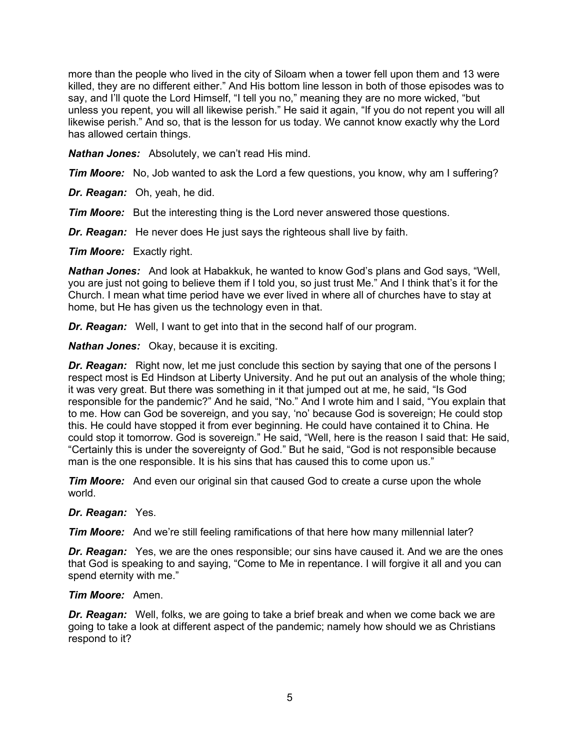more than the people who lived in the city of Siloam when a tower fell upon them and 13 were killed, they are no different either." And His bottom line lesson in both of those episodes was to say, and I'll quote the Lord Himself, "I tell you no," meaning they are no more wicked, "but unless you repent, you will all likewise perish." He said it again, "If you do not repent you will all likewise perish." And so, that is the lesson for us today. We cannot know exactly why the Lord has allowed certain things.

***Nathan Jones:*** Absolutely, we can't read His mind.

***Tim Moore:*** No, Job wanted to ask the Lord a few questions, you know, why am I suffering?

***Dr. Reagan:*** Oh, yeah, he did.

***Tim Moore:*** But the interesting thing is the Lord never answered those questions.

***Dr. Reagan:*** He never does He just says the righteous shall live by faith.

***Tim Moore:*** Exactly right.

***Nathan Jones:*** And look at Habakkuk, he wanted to know God's plans and God says, "Well, you are just not going to believe them if I told you, so just trust Me." And I think that's it for the Church. I mean what time period have we ever lived in where all of churches have to stay at home, but He has given us the technology even in that.

***Dr. Reagan:*** Well, I want to get into that in the second half of our program.

***Nathan Jones:*** Okay, because it is exciting.

***Dr. Reagan:*** Right now, let me just conclude this section by saying that one of the persons I respect most is Ed Hindson at Liberty University. And he put out an analysis of the whole thing; it was very great. But there was something in it that jumped out at me, he said, "Is God responsible for the pandemic?" And he said, "No." And I wrote him and I said, "You explain that to me. How can God be sovereign, and you say, 'no' because God is sovereign; He could stop this. He could have stopped it from ever beginning. He could have contained it to China. He could stop it tomorrow. God is sovereign." He said, "Well, here is the reason I said that: He said, "Certainly this is under the sovereignty of God." But he said, "God is not responsible because man is the one responsible. It is his sins that has caused this to come upon us."

***Tim Moore:*** And even our original sin that caused God to create a curse upon the whole world.

***Dr. Reagan:*** Yes.

***Tim Moore:*** And we're still feeling ramifications of that here how many millennial later?

***Dr. Reagan:*** Yes, we are the ones responsible; our sins have caused it. And we are the ones that God is speaking to and saying, "Come to Me in repentance. I will forgive it all and you can spend eternity with me."

***Tim Moore:*** Amen.

***Dr. Reagan:*** Well, folks, we are going to take a brief break and when we come back we are going to take a look at different aspect of the pandemic; namely how should we as Christians respond to it?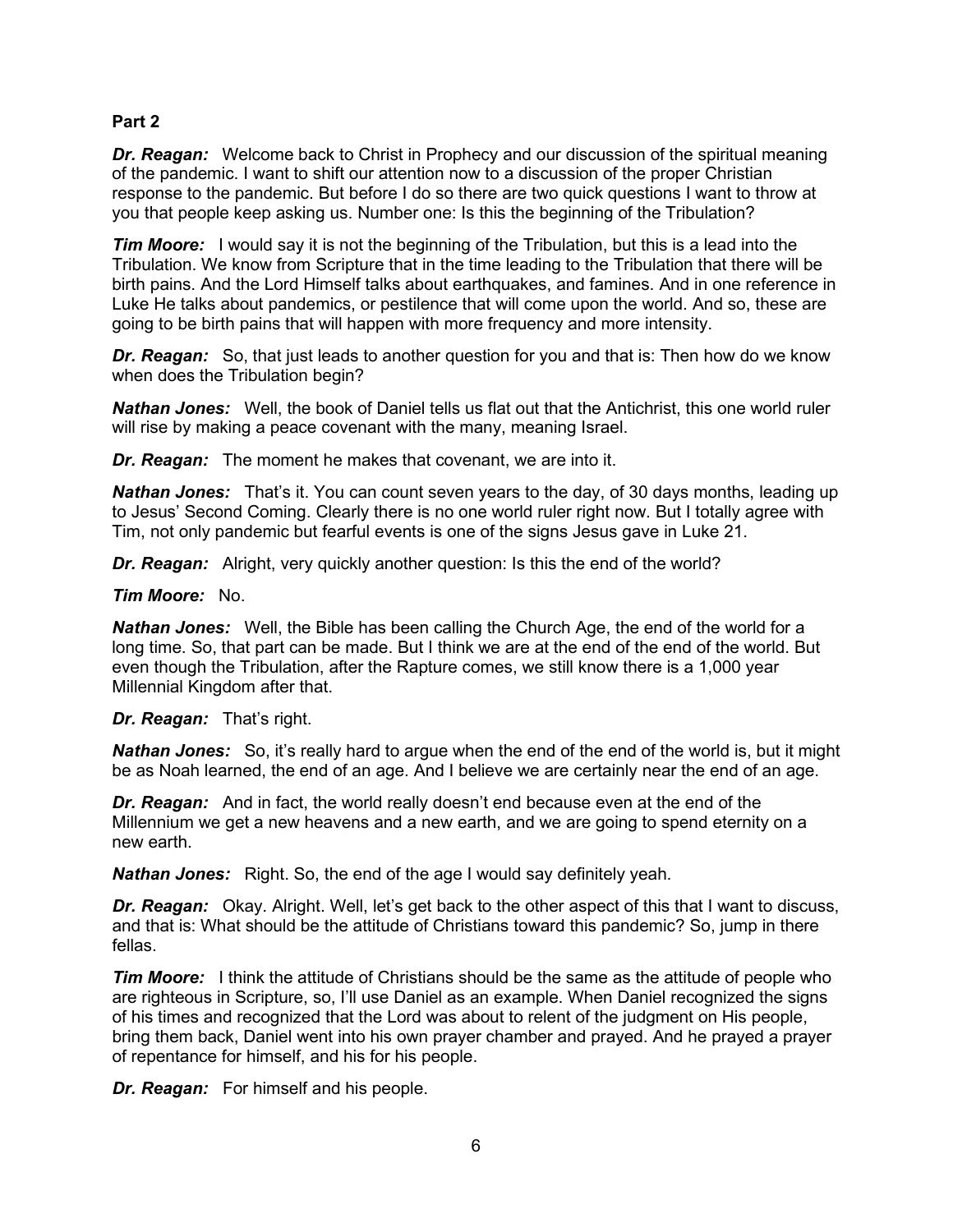**Part 2**

***Dr. Reagan:*** Welcome back to Christ in Prophecy and our discussion of the spiritual meaning of the pandemic. I want to shift our attention now to a discussion of the proper Christian response to the pandemic. But before I do so there are two quick questions I want to throw at you that people keep asking us. Number one: Is this the beginning of the Tribulation?

***Tim Moore:*** I would say it is not the beginning of the Tribulation, but this is a lead into the Tribulation. We know from Scripture that in the time leading to the Tribulation that there will be birth pains. And the Lord Himself talks about earthquakes, and famines. And in one reference in Luke He talks about pandemics, or pestilence that will come upon the world. And so, these are going to be birth pains that will happen with more frequency and more intensity.

***Dr. Reagan:*** So, that just leads to another question for you and that is: Then how do we know when does the Tribulation begin?

***Nathan Jones:*** Well, the book of Daniel tells us flat out that the Antichrist, this one world ruler will rise by making a peace covenant with the many, meaning Israel.

***Dr. Reagan:*** The moment he makes that covenant, we are into it.

***Nathan Jones:*** That's it. You can count seven years to the day, of 30 days months, leading up to Jesus' Second Coming. Clearly there is no one world ruler right now. But I totally agree with Tim, not only pandemic but fearful events is one of the signs Jesus gave in Luke 21.

***Dr. Reagan:*** Alright, very quickly another question: Is this the end of the world?

***Tim Moore:*** No.

***Nathan Jones:*** Well, the Bible has been calling the Church Age, the end of the world for a long time. So, that part can be made. But I think we are at the end of the end of the world. But even though the Tribulation, after the Rapture comes, we still know there is a 1,000 year Millennial Kingdom after that.

***Dr. Reagan:*** That's right.

***Nathan Jones:*** So, it's really hard to argue when the end of the end of the world is, but it might be as Noah learned, the end of an age. And I believe we are certainly near the end of an age.

***Dr. Reagan:*** And in fact, the world really doesn't end because even at the end of the Millennium we get a new heavens and a new earth, and we are going to spend eternity on a new earth.

***Nathan Jones:*** Right. So, the end of the age I would say definitely yeah.

***Dr. Reagan:*** Okay. Alright. Well, let's get back to the other aspect of this that I want to discuss, and that is: What should be the attitude of Christians toward this pandemic? So, jump in there fellas.

***Tim Moore:*** I think the attitude of Christians should be the same as the attitude of people who are righteous in Scripture, so, I'll use Daniel as an example. When Daniel recognized the signs of his times and recognized that the Lord was about to relent of the judgment on His people, bring them back, Daniel went into his own prayer chamber and prayed. And he prayed a prayer of repentance for himself, and his for his people.

***Dr. Reagan:*** For himself and his people.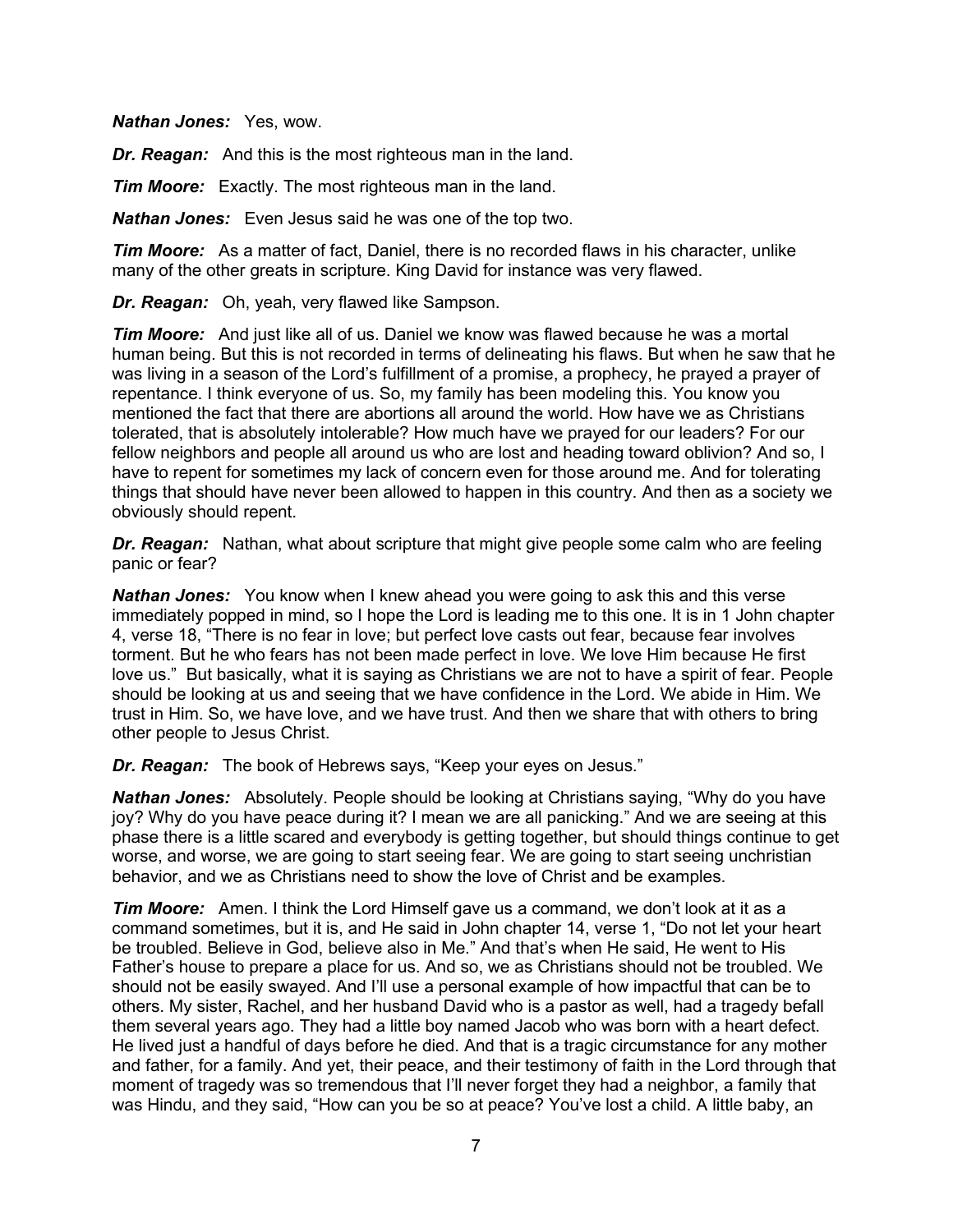***Nathan Jones:*** Yes, wow.

***Dr. Reagan:*** And this is the most righteous man in the land.

***Tim Moore:*** Exactly. The most righteous man in the land.

***Nathan Jones:*** Even Jesus said he was one of the top two.

***Tim Moore:*** As a matter of fact, Daniel, there is no recorded flaws in his character, unlike many of the other greats in scripture. King David for instance was very flawed.

***Dr. Reagan:*** Oh, yeah, very flawed like Sampson.

***Tim Moore:*** And just like all of us. Daniel we know was flawed because he was a mortal human being. But this is not recorded in terms of delineating his flaws. But when he saw that he was living in a season of the Lord's fulfillment of a promise, a prophecy, he prayed a prayer of repentance. I think everyone of us. So, my family has been modeling this. You know you mentioned the fact that there are abortions all around the world. How have we as Christians tolerated, that is absolutely intolerable? How much have we prayed for our leaders? For our fellow neighbors and people all around us who are lost and heading toward oblivion? And so, I have to repent for sometimes my lack of concern even for those around me. And for tolerating things that should have never been allowed to happen in this country. And then as a society we obviously should repent.

***Dr. Reagan:*** Nathan, what about scripture that might give people some calm who are feeling panic or fear?

***Nathan Jones:*** You know when I knew ahead you were going to ask this and this verse immediately popped in mind, so I hope the Lord is leading me to this one. It is in 1 John chapter 4, verse 18, "There is no fear in love; but perfect love casts out fear, because fear involves torment. But he who fears has not been made perfect in love. We love Him because He first love us." But basically, what it is saying as Christians we are not to have a spirit of fear. People should be looking at us and seeing that we have confidence in the Lord. We abide in Him. We trust in Him. So, we have love, and we have trust. And then we share that with others to bring other people to Jesus Christ.

***Dr. Reagan:*** The book of Hebrews says, "Keep your eyes on Jesus."

***Nathan Jones:*** Absolutely. People should be looking at Christians saying, "Why do you have joy? Why do you have peace during it? I mean we are all panicking." And we are seeing at this phase there is a little scared and everybody is getting together, but should things continue to get worse, and worse, we are going to start seeing fear. We are going to start seeing unchristian behavior, and we as Christians need to show the love of Christ and be examples.

***Tim Moore:*** Amen. I think the Lord Himself gave us a command, we don't look at it as a command sometimes, but it is, and He said in John chapter 14, verse 1, "Do not let your heart be troubled. Believe in God, believe also in Me." And that's when He said, He went to His Father's house to prepare a place for us. And so, we as Christians should not be troubled. We should not be easily swayed. And I'll use a personal example of how impactful that can be to others. My sister, Rachel, and her husband David who is a pastor as well, had a tragedy befall them several years ago. They had a little boy named Jacob who was born with a heart defect. He lived just a handful of days before he died. And that is a tragic circumstance for any mother and father, for a family. And yet, their peace, and their testimony of faith in the Lord through that moment of tragedy was so tremendous that I'll never forget they had a neighbor, a family that was Hindu, and they said, "How can you be so at peace? You've lost a child. A little baby, an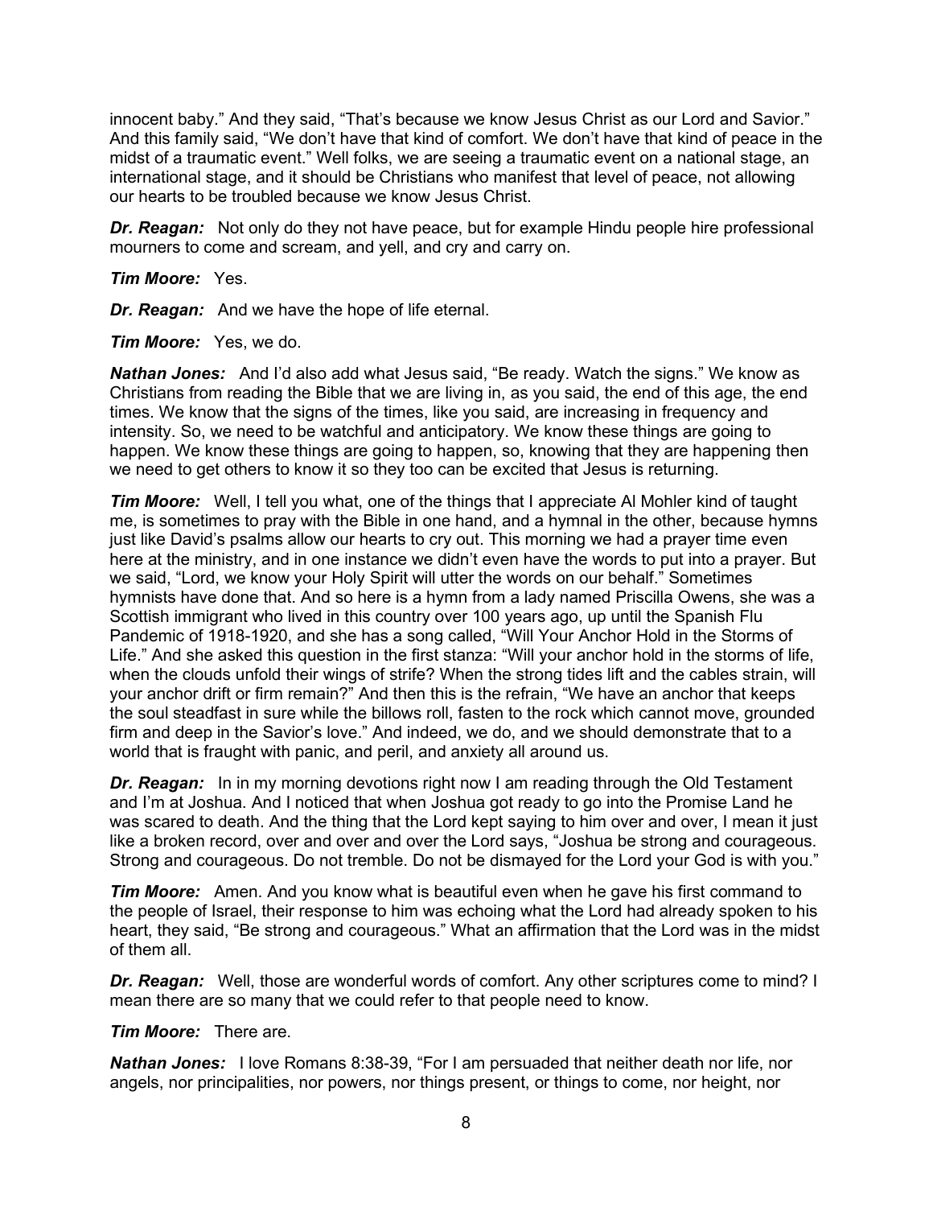innocent baby." And they said, "That's because we know Jesus Christ as our Lord and Savior." And this family said, "We don't have that kind of comfort. We don't have that kind of peace in the midst of a traumatic event." Well folks, we are seeing a traumatic event on a national stage, an international stage, and it should be Christians who manifest that level of peace, not allowing our hearts to be troubled because we know Jesus Christ.

***Dr. Reagan:*** Not only do they not have peace, but for example Hindu people hire professional mourners to come and scream, and yell, and cry and carry on.

***Tim Moore:*** Yes.

***Dr. Reagan:*** And we have the hope of life eternal.

***Tim Moore:*** Yes, we do.

***Nathan Jones:*** And I'd also add what Jesus said, "Be ready. Watch the signs." We know as Christians from reading the Bible that we are living in, as you said, the end of this age, the end times. We know that the signs of the times, like you said, are increasing in frequency and intensity. So, we need to be watchful and anticipatory. We know these things are going to happen. We know these things are going to happen, so, knowing that they are happening then we need to get others to know it so they too can be excited that Jesus is returning.

***Tim Moore:*** Well, I tell you what, one of the things that I appreciate Al Mohler kind of taught me, is sometimes to pray with the Bible in one hand, and a hymnal in the other, because hymns just like David's psalms allow our hearts to cry out. This morning we had a prayer time even here at the ministry, and in one instance we didn't even have the words to put into a prayer. But we said, "Lord, we know your Holy Spirit will utter the words on our behalf." Sometimes hymnists have done that. And so here is a hymn from a lady named Priscilla Owens, she was a Scottish immigrant who lived in this country over 100 years ago, up until the Spanish Flu Pandemic of 1918-1920, and she has a song called, "Will Your Anchor Hold in the Storms of Life." And she asked this question in the first stanza: "Will your anchor hold in the storms of life, when the clouds unfold their wings of strife? When the strong tides lift and the cables strain, will your anchor drift or firm remain?" And then this is the refrain, "We have an anchor that keeps the soul steadfast in sure while the billows roll, fasten to the rock which cannot move, grounded firm and deep in the Savior's love." And indeed, we do, and we should demonstrate that to a world that is fraught with panic, and peril, and anxiety all around us.

***Dr. Reagan:*** In in my morning devotions right now I am reading through the Old Testament and I'm at Joshua. And I noticed that when Joshua got ready to go into the Promise Land he was scared to death. And the thing that the Lord kept saying to him over and over, I mean it just like a broken record, over and over and over the Lord says, "Joshua be strong and courageous. Strong and courageous. Do not tremble. Do not be dismayed for the Lord your God is with you."

***Tim Moore:*** Amen. And you know what is beautiful even when he gave his first command to the people of Israel, their response to him was echoing what the Lord had already spoken to his heart, they said, "Be strong and courageous." What an affirmation that the Lord was in the midst of them all.

***Dr. Reagan:*** Well, those are wonderful words of comfort. Any other scriptures come to mind? I mean there are so many that we could refer to that people need to know.

***Tim Moore:*** There are.

***Nathan Jones:*** I love Romans 8:38-39, "For I am persuaded that neither death nor life, nor angels, nor principalities, nor powers, nor things present, or things to come, nor height, nor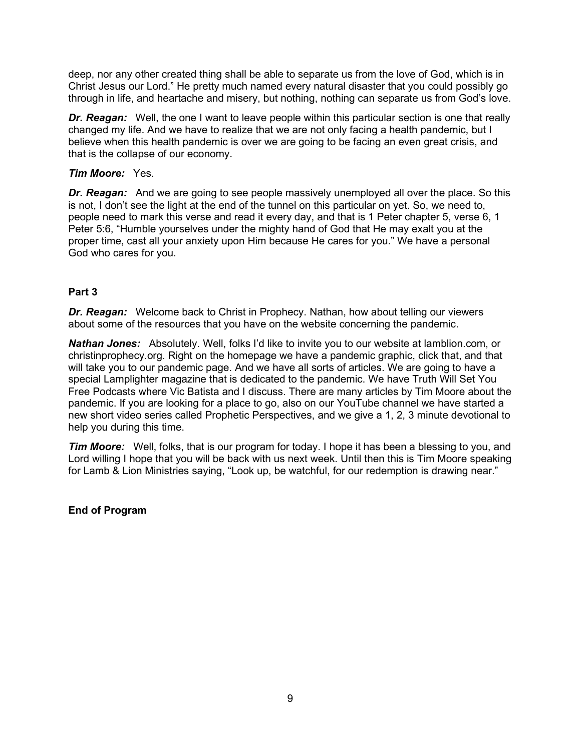deep, nor any other created thing shall be able to separate us from the love of God, which is in Christ Jesus our Lord." He pretty much named every natural disaster that you could possibly go through in life, and heartache and misery, but nothing, nothing can separate us from God's love.

***Dr. Reagan:*** Well, the one I want to leave people within this particular section is one that really changed my life. And we have to realize that we are not only facing a health pandemic, but I believe when this health pandemic is over we are going to be facing an even great crisis, and that is the collapse of our economy.

***Tim Moore:*** Yes.

***Dr. Reagan:*** And we are going to see people massively unemployed all over the place. So this is not, I don't see the light at the end of the tunnel on this particular on yet. So, we need to, people need to mark this verse and read it every day, and that is 1 Peter chapter 5, verse 6, 1 Peter 5:6, "Humble yourselves under the mighty hand of God that He may exalt you at the proper time, cast all your anxiety upon Him because He cares for you." We have a personal God who cares for you.

**Part 3**

***Dr. Reagan:*** Welcome back to Christ in Prophecy. Nathan, how about telling our viewers about some of the resources that you have on the website concerning the pandemic.

***Nathan Jones:*** Absolutely. Well, folks I'd like to invite you to our website at lamblion.com, or christinprophecy.org. Right on the homepage we have a pandemic graphic, click that, and that will take you to our pandemic page. And we have all sorts of articles. We are going to have a special Lamplighter magazine that is dedicated to the pandemic. We have Truth Will Set You Free Podcasts where Vic Batista and I discuss. There are many articles by Tim Moore about the pandemic. If you are looking for a place to go, also on our YouTube channel we have started a new short video series called Prophetic Perspectives, and we give a 1, 2, 3 minute devotional to help you during this time.

***Tim Moore:*** Well, folks, that is our program for today. I hope it has been a blessing to you, and Lord willing I hope that you will be back with us next week. Until then this is Tim Moore speaking for Lamb & Lion Ministries saying, "Look up, be watchful, for our redemption is drawing near."

**End of Program**